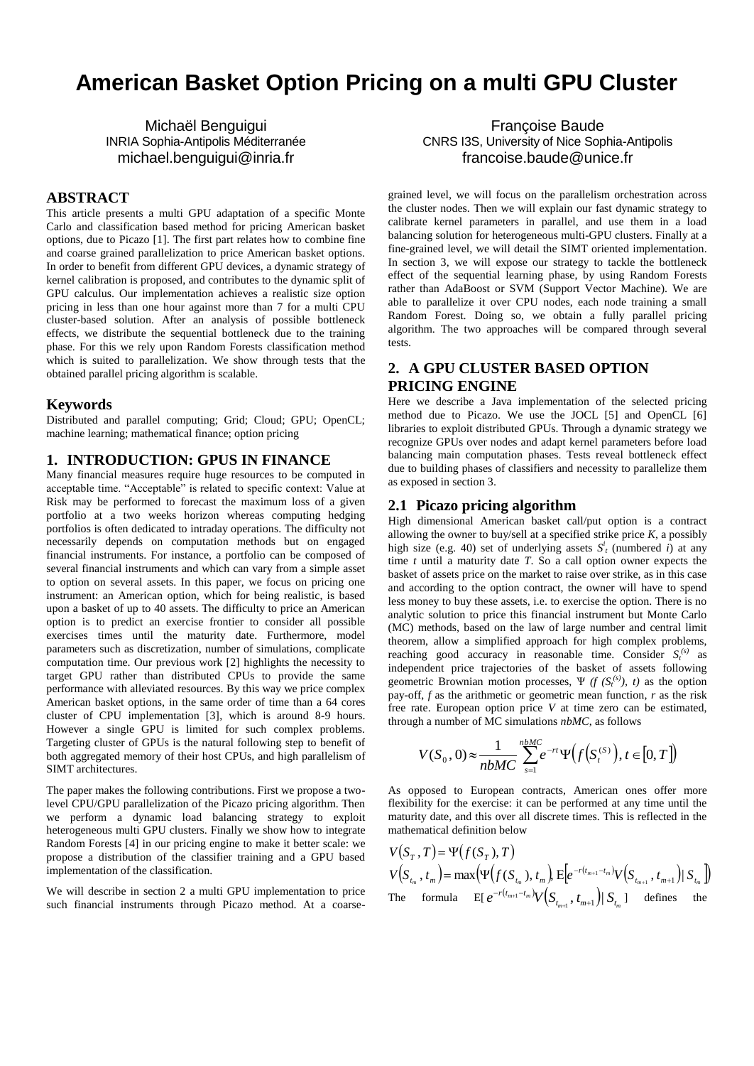# American Basket Option Pricing on a multi GPU Cluster

Michaël Benguigui
INRIA Sophia-Antipolis Méditerranée
michael.benguigui@inria.fr

Françoise Baude
CNRS I3S, University of Nice Sophia-Antipolis
francoise.baude@unice.fr

## ABSTRACT

This article presents a multi GPU adaptation of a specific Monte Carlo and classification based method for pricing American basket options, due to Picazo [1]. The first part relates how to combine fine and coarse grained parallelization to price American basket options. In order to benefit from different GPU devices, a dynamic strategy of kernel calibration is proposed, and contributes to the dynamic split of GPU calculus. Our implementation achieves a realistic size option pricing in less than one hour against more than 7 for a multi CPU cluster-based solution. After an analysis of possible bottleneck effects, we distribute the sequential bottleneck due to the training phase. For this we rely upon Random Forests classification method which is suited to parallelization. We show through tests that the obtained parallel pricing algorithm is scalable.

### Keywords

Distributed and parallel computing; Grid; Cloud; GPU; OpenCL; machine learning; mathematical finance; option pricing

## 1. INTRODUCTION: GPUS IN FINANCE

Many financial measures require huge resources to be computed in acceptable time. "Acceptable" is related to specific context: Value at Risk may be performed to forecast the maximum loss of a given portfolio at a two weeks horizon whereas computing hedging portfolios is often dedicated to intraday operations. The difficulty not necessarily depends on computation methods but on engaged financial instruments. For instance, a portfolio can be composed of several financial instruments and which can vary from a simple asset to option on several assets. In this paper, we focus on pricing one instrument: an American option, which for being realistic, is based upon a basket of up to 40 assets. The difficulty to price an American option is to predict an exercise frontier to consider all possible exercises times until the maturity date. Furthermore, model parameters such as discretization, number of simulations, complicate computation time. Our previous work [2] highlights the necessity to target GPU rather than distributed CPUs to provide the same performance with alleviated resources. By this way we price complex American basket options, in the same order of time than a 64 cores cluster of CPU implementation [3], which is around 8-9 hours. However a single GPU is limited for such complex problems. Targeting cluster of GPUs is the natural following step to benefit of both aggregated memory of their host CPUs, and high parallelism of SIMT architectures.

The paper makes the following contributions. First we propose a two-level CPU/GPU parallelization of the Picazo pricing algorithm. Then we perform a dynamic load balancing strategy to exploit heterogeneous multi GPU clusters. Finally we show how to integrate Random Forests [4] in our pricing engine to make it better scale: we propose a distribution of the classifier training and a GPU based implementation of the classification.

We will describe in section 2 a multi GPU implementation to price such financial instruments through Picazo method. At a coarse-grained level, we will focus on the parallelism orchestration across the cluster nodes. Then we will explain our fast dynamic strategy to calibrate kernel parameters in parallel, and use them in a load balancing solution for heterogeneous multi-GPU clusters. Finally at a fine-grained level, we will detail the SIMT oriented implementation. In section 3, we will expose our strategy to tackle the bottleneck effect of the sequential learning phase, by using Random Forests rather than AdaBoost or SVM (Support Vector Machine). We are able to parallelize it over CPU nodes, each node training a small Random Forest. Doing so, we obtain a fully parallel pricing algorithm. The two approaches will be compared through several tests.

## 2. A GPU CLUSTER BASED OPTION PRICING ENGINE

Here we describe a Java implementation of the selected pricing method due to Picazo. We use the JOCL [5] and OpenCL [6] libraries to exploit distributed GPUs. Through a dynamic strategy we recognize GPUs over nodes and adapt kernel parameters before load balancing main computation phases. Tests reveal bottleneck effect due to building phases of classifiers and necessity to parallelize them as exposed in section 3.

### 2.1 Picazo pricing algorithm

High dimensional American basket call/put option is a contract allowing the owner to buy/sell at a specified strike price *K*, a possibly high size (e.g. 40) set of underlying assets $S_t^i$ (numbered *i*) at any time *t* until a maturity date *T*. So a call option owner expects the basket of assets price on the market to raise over strike, as in this case and according to the option contract, the owner will have to spend less money to buy these assets, i.e. to exercise the option. There is no analytic solution to price this financial instrument but Monte Carlo (MC) methods, based on the law of large number and central limit theorem, allow a simplified approach for high complex problems, reaching good accuracy in reasonable time. Consider $S_t^{(s)}$ as independent price trajectories of the basket of assets following geometric Brownian motion processes, $\Psi\ (f\ (S_t^{(s)}),\ t)$ as the option pay-off, *f* as the arithmetic or geometric mean function, *r* as the risk free rate. European option price *V* at time zero can be estimated, through a number of MC simulations *nbMC*, as follows

$$V(S_0,0) \approx \frac{1}{nbMC}\sum_{s=1}^{nbMC} e^{-rt}\Psi\left(f\left(S_t^{(S)}\right), t\in[0,T]\right)$$

As opposed to European contracts, American ones offer more flexibility for the exercise: it can be performed at any time until the maturity date, and this over all discrete times. This is reflected in the mathematical definition below

$$V(S_T, T) = \Psi\left(f(S_T), T\right)$$

$$V\left(S_{t_m}, t_m\right) = \max\left(\Psi\left(f(S_{t_m}), t_m\right), \mathrm{E}\left[e^{-r(t_{m+1}-t_m)}V\left(S_{t_{m+1}}, t_{m+1}\right) \mid S_{t_m}\right]\right)$$

The formula $\mathrm{E}[\,e^{-r(t_{m+1}-t_m)}V\left(S_{t_{m+1}}, t_{m+1}\right) \mid S_{t_m}]$ defines the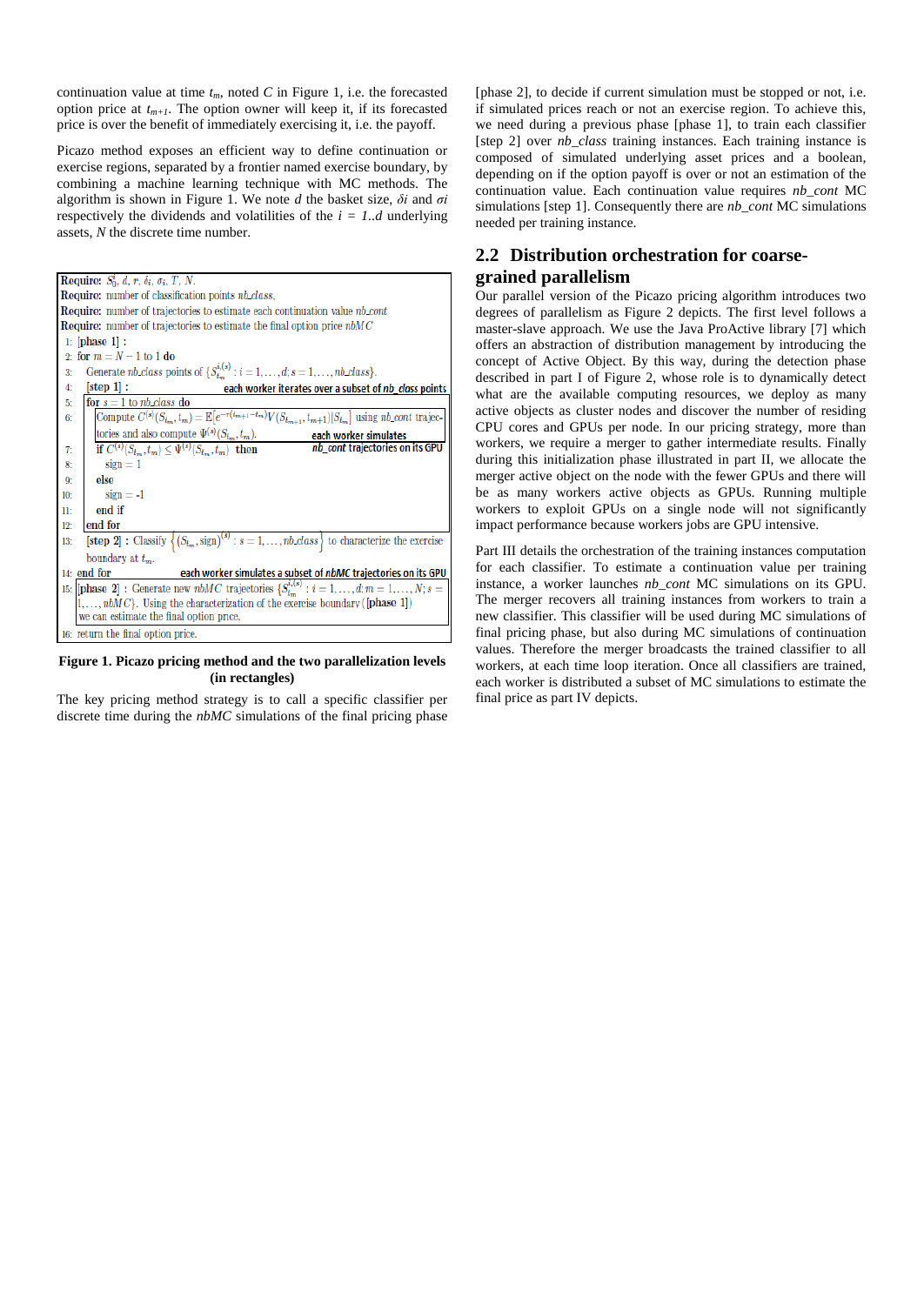continuation value at time $t_m$, noted $C$ in Figure 1, i.e. the forecasted option price at $t_{m+1}$. The option owner will keep it, if its forecasted price is over the benefit of immediately exercising it, i.e. the payoff.

Picazo method exposes an efficient way to define continuation or exercise regions, separated by a frontier named exercise boundary, by combining a machine learning technique with MC methods. The algorithm is shown in Figure 1. We note $d$ the basket size, $\delta i$ and $\sigma i$ respectively the dividends and volatilities of the $i = 1..d$ underlying assets, $N$ the discrete time number.

```
Require: S_0^i, d, r, δ_i, σ_i, T, N.
Require: number of classification points nb_class,
Require: number of trajectories to estimate each continuation value nb_cont
Require: number of trajectories to estimate the final option price nbMC
 1: [phase 1] :
 2: for m = N − 1 to 1 do
 3:   Generate nb_class points of {S_{t_m}^{i,(s)} : i = 1,...,d; s = 1,...,nb_class}.
 4:   [step 1] :                         each worker iterates over a subset of nb_class points
 5:   for s = 1 to nb_class do
 6:     Compute C^(s)(S_{t_m}, t_m) = E[e^{-r(t_{m+1}-t_m)} V(S_{t_{m+1}}, t_{m+1}) | S_{t_m}] using nb_cont trajec-
        tories and also compute Ψ^(s)(S_{t_m}, t_m).          each worker simulates
 7:     if C^(s)(S_{t_m}, t_m) ≤ Ψ^(s)(S_{t_m}, t_m) then     nb_cont trajectories on its GPU
 8:       sign = 1
 9:     else
10:       sign = -1
11:     end if
12:   end for
13:   [step 2] : Classify {(S_{t_m}, sign)^(s) : s = 1,...,nb_class} to characterize the exercise
      boundary at t_m.
14: end for                  each worker simulates a subset of nbMC trajectories on its GPU
15: [phase 2] : Generate new nbMC trajectories {S_{t_m}^{i,(s)} : i = 1,...,d; m = 1,...,N; s =
    1,...,nbMC}. Using the characterization of the exercise boundary ([phase 1])
    we can estimate the final option price.
16: return the final option price.
```

**Figure 1. Picazo pricing method and the two parallelization levels (in rectangles)**

The key pricing method strategy is to call a specific classifier per discrete time during the *nbMC* simulations of the final pricing phase [phase 2], to decide if current simulation must be stopped or not, i.e. if simulated prices reach or not an exercise region. To achieve this, we need during a previous phase [phase 1], to train each classifier [step 2] over *nb_class* training instances. Each training instance is composed of simulated underlying asset prices and a boolean, depending on if the option payoff is over or not an estimation of the continuation value. Each continuation value requires *nb_cont* MC simulations [step 1]. Consequently there are *nb_cont* MC simulations needed per training instance.

## 2.2 Distribution orchestration for coarse-grained parallelism

Our parallel version of the Picazo pricing algorithm introduces two degrees of parallelism as Figure 2 depicts. The first level follows a master-slave approach. We use the Java ProActive library [7] which offers an abstraction of distribution management by introducing the concept of Active Object. By this way, during the detection phase described in part I of Figure 2, whose role is to dynamically detect what are the available computing resources, we deploy as many active objects as cluster nodes and discover the number of residing CPU cores and GPUs per node. In our pricing strategy, more than workers, we require a merger to gather intermediate results. Finally during this initialization phase illustrated in part II, we allocate the merger active object on the node with the fewer GPUs and there will be as many workers active objects as GPUs. Running multiple workers to exploit GPUs on a single node will not significantly impact performance because workers jobs are GPU intensive.

Part III details the orchestration of the training instances computation for each classifier. To estimate a continuation value per training instance, a worker launches *nb_cont* MC simulations on its GPU. The merger recovers all training instances from workers to train a new classifier. This classifier will be used during MC simulations of final pricing phase, but also during MC simulations of continuation values. Therefore the merger broadcasts the trained classifier to all workers, at each time loop iteration. Once all classifiers are trained, each worker is distributed a subset of MC simulations to estimate the final price as part IV depicts.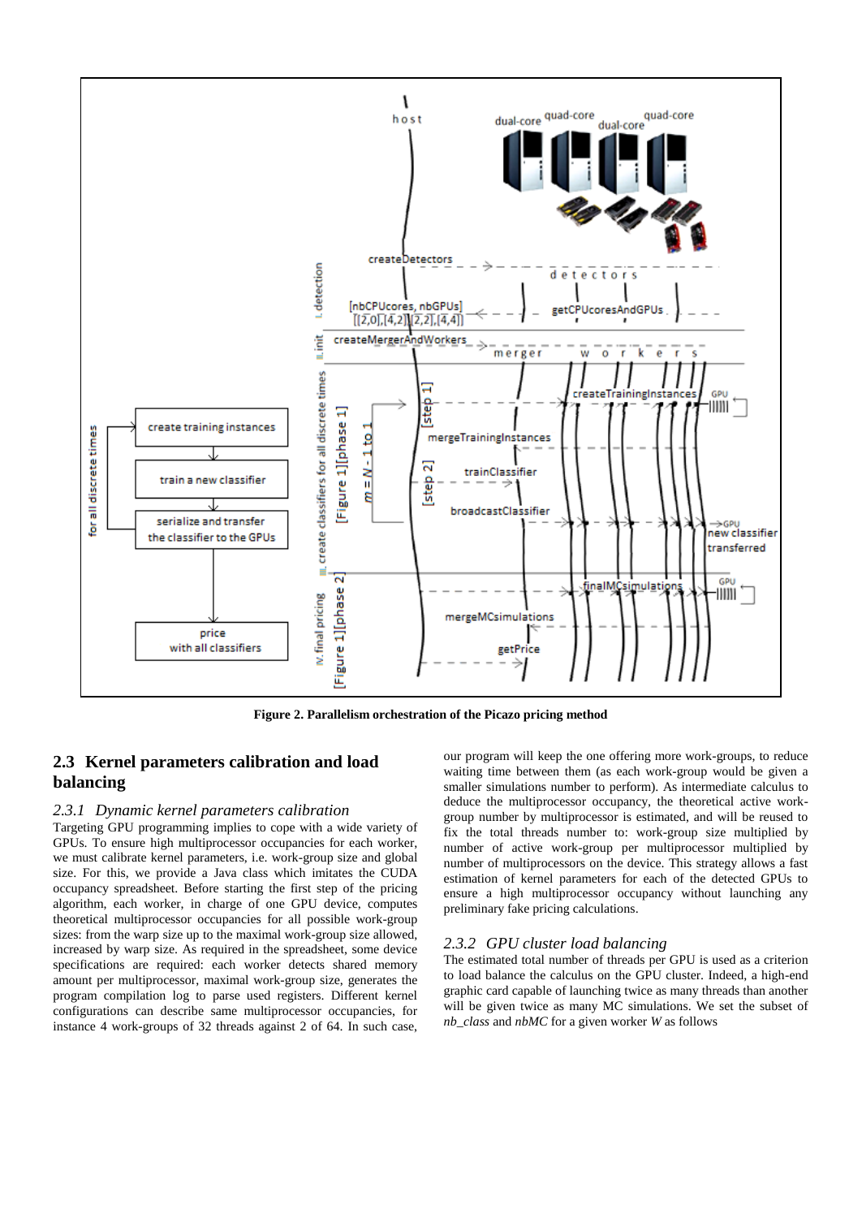**Figure 2. Parallelism orchestration of the Picazo pricing method**

## 2.3 Kernel parameters calibration and load balancing

### *2.3.1 Dynamic kernel parameters calibration*

Targeting GPU programming implies to cope with a wide variety of GPUs. To ensure high multiprocessor occupancies for each worker, we must calibrate kernel parameters, i.e. work-group size and global size. For this, we provide a Java class which imitates the CUDA occupancy spreadsheet. Before starting the first step of the pricing algorithm, each worker, in charge of one GPU device, computes theoretical multiprocessor occupancies for all possible work-group sizes: from the warp size up to the maximal work-group size allowed, increased by warp size. As required in the spreadsheet, some device specifications are required: each worker detects shared memory amount per multiprocessor, maximal work-group size, generates the program compilation log to parse used registers. Different kernel configurations can describe same multiprocessor occupancies, for instance 4 work-groups of 32 threads against 2 of 64. In such case, our program will keep the one offering more work-groups, to reduce waiting time between them (as each work-group would be given a smaller simulations number to perform). As intermediate calculus to deduce the multiprocessor occupancy, the theoretical active work-group number by multiprocessor is estimated, and will be reused to fix the total threads number to: work-group size multiplied by number of active work-group per multiprocessor multiplied by number of multiprocessors on the device. This strategy allows a fast estimation of kernel parameters for each of the detected GPUs to ensure a high multiprocessor occupancy without launching any preliminary fake pricing calculations.

### *2.3.2 GPU cluster load balancing*

The estimated total number of threads per GPU is used as a criterion to load balance the calculus on the GPU cluster. Indeed, a high-end graphic card capable of launching twice as many threads than another will be given twice as many MC simulations. We set the subset of *nb_class* and *nbMC* for a given worker *W* as follows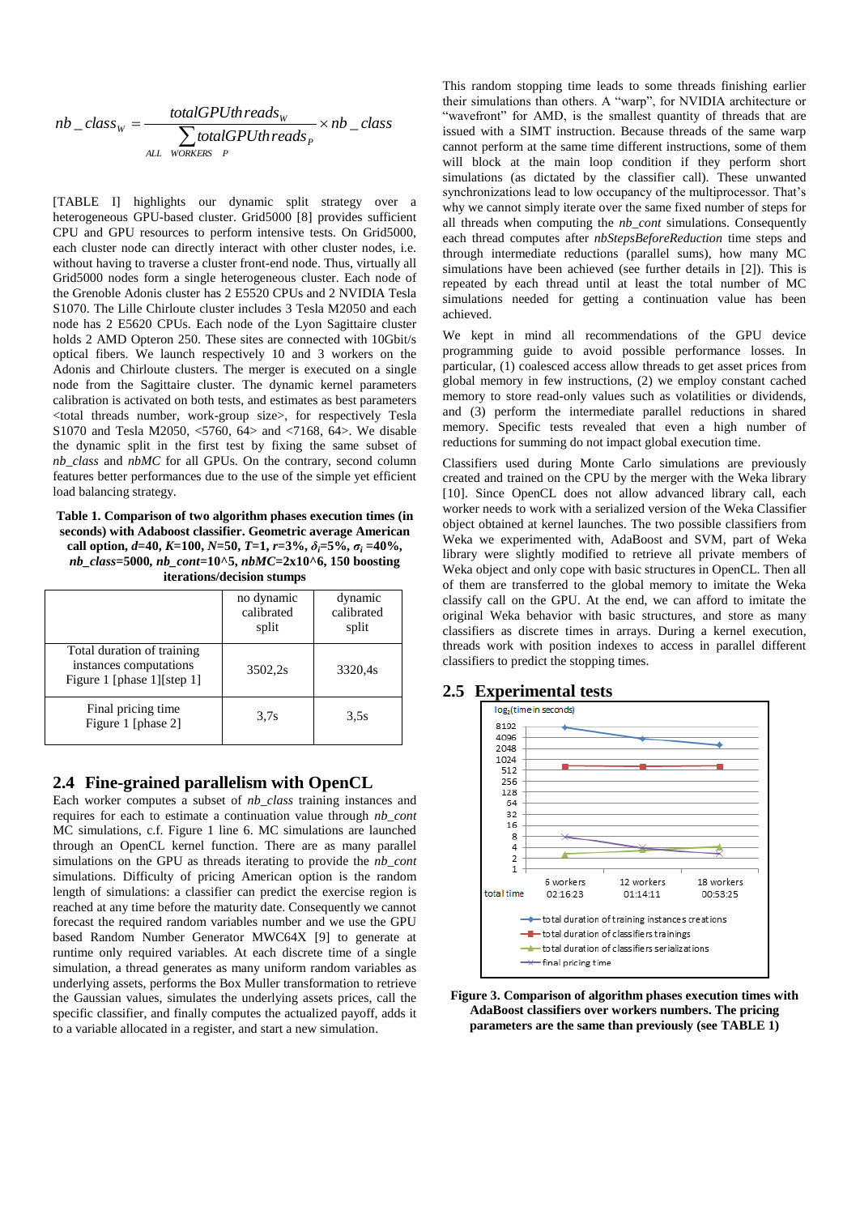$$nb\_class_W = \frac{totalGPUthreads_W}{\sum_{ALL \; WORKERS \; P} totalGPUthreads_P} \times nb\_class$$

[TABLE I] highlights our dynamic split strategy over a heterogeneous GPU-based cluster. Grid5000 [8] provides sufficient CPU and GPU resources to perform intensive tests. On Grid5000, each cluster node can directly interact with other cluster nodes, i.e. without having to traverse a cluster front-end node. Thus, virtually all Grid5000 nodes form a single heterogeneous cluster. Each node of the Grenoble Adonis cluster has 2 E5520 CPUs and 2 NVIDIA Tesla S1070. The Lille Chirloute cluster includes 3 Tesla M2050 and each node has 2 E5620 CPUs. Each node of the Lyon Sagittaire cluster holds 2 AMD Opteron 250. These sites are connected with 10Gbit/s optical fibers. We launch respectively 10 and 3 workers on the Adonis and Chirloute clusters. The merger is executed on a single node from the Sagittaire cluster. The dynamic kernel parameters calibration is activated on both tests, and estimates as best parameters <total threads number, work-group size>, for respectively Tesla S1070 and Tesla M2050, <5760, 64> and <7168, 64>. We disable the dynamic split in the first test by fixing the same subset of *nb_class* and *nbMC* for all GPUs. On the contrary, second column features better performances due to the use of the simple yet efficient load balancing strategy.

**Table 1. Comparison of two algorithm phases execution times (in seconds) with Adaboost classifier. Geometric average American call option, $d$=40, $K$=100, $N$=50, $T$=1, $r$=3%, $\delta_i$=5%, $\sigma_i$ =40%, *nb_class*=5000, *nb_cont*=10^5, *nbMC*=2x10^6, 150 boosting iterations/decision stumps**

| | no dynamic calibrated split | dynamic calibrated split |
|---|---|---|
| Total duration of training instances computations Figure 1 [phase 1][step 1] | 3502,2s | 3320,4s |
| Final pricing time Figure 1 [phase 2] | 3,7s | 3,5s |

## 2.4 Fine-grained parallelism with OpenCL

Each worker computes a subset of *nb_class* training instances and requires for each to estimate a continuation value through *nb_cont* MC simulations, c.f. Figure 1 line 6. MC simulations are launched through an OpenCL kernel function. There are as many parallel simulations on the GPU as threads iterating to provide the *nb_cont* simulations. Difficulty of pricing American option is the random length of simulations: a classifier can predict the exercise region is reached at any time before the maturity date. Consequently we cannot forecast the required random variables number and we use the GPU based Random Number Generator MWC64X [9] to generate at runtime only required variables. At each discrete time of a single simulation, a thread generates as many uniform random variables as underlying assets, performs the Box Muller transformation to retrieve the Gaussian values, simulates the underlying assets prices, call the specific classifier, and finally computes the actualized payoff, adds it to a variable allocated in a register, and start a new simulation.

This random stopping time leads to some threads finishing earlier their simulations than others. A "warp", for NVIDIA architecture or "wavefront" for AMD, is the smallest quantity of threads that are issued with a SIMT instruction. Because threads of the same warp cannot perform at the same time different instructions, some of them will block at the main loop condition if they perform short simulations (as dictated by the classifier call). These unwanted synchronizations lead to low occupancy of the multiprocessor. That's why we cannot simply iterate over the same fixed number of steps for all threads when computing the *nb_cont* simulations. Consequently each thread computes after *nbStepsBeforeReduction* time steps and through intermediate reductions (parallel sums), how many MC simulations have been achieved (see further details in [2]). This is repeated by each thread until at least the total number of MC simulations needed for getting a continuation value has been achieved.

We kept in mind all recommendations of the GPU device programming guide to avoid possible performance losses. In particular, (1) coalesced access allow threads to get asset prices from global memory in few instructions, (2) we employ constant cached memory to store read-only values such as volatilities or dividends, and (3) perform the intermediate parallel reductions in shared memory. Specific tests revealed that even a high number of reductions for summing do not impact global execution time.

Classifiers used during Monte Carlo simulations are previously created and trained on the CPU by the merger with the Weka library [10]. Since OpenCL does not allow advanced library call, each worker needs to work with a serialized version of the Weka Classifier object obtained at kernel launches. The two possible classifiers from Weka we experimented with, AdaBoost and SVM, part of Weka library were slightly modified to retrieve all private members of Weka object and only cope with basic structures in OpenCL. Then all of them are transferred to the global memory to imitate the Weka classify call on the GPU. At the end, we can afford to imitate the original Weka behavior with basic structures, and store as many classifiers as discrete times in arrays. During a kernel execution, threads work with position indexes to access in parallel different classifiers to predict the stopping times.

## 2.5 Experimental tests

**Figure 3. Comparison of algorithm phases execution times with AdaBoost classifiers over workers numbers. The pricing parameters are the same than previously (see TABLE 1)**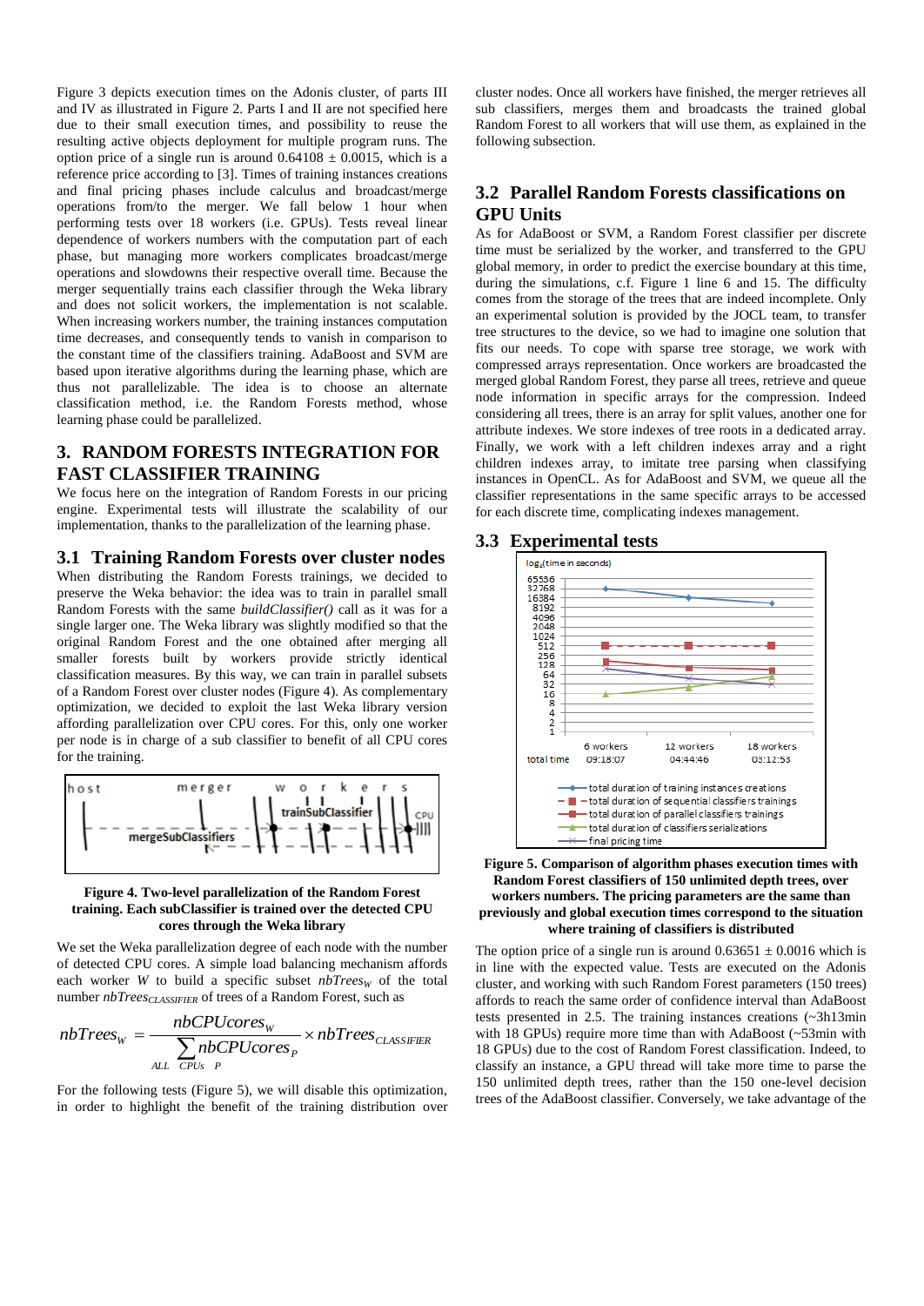Figure 3 depicts execution times on the Adonis cluster, of parts III and IV as illustrated in Figure 2. Parts I and II are not specified here due to their small execution times, and possibility to reuse the resulting active objects deployment for multiple program runs. The option price of a single run is around 0.64108 ± 0.0015, which is a reference price according to [3]. Times of training instances creations and final pricing phases include calculus and broadcast/merge operations from/to the merger. We fall below 1 hour when performing tests over 18 workers (i.e. GPUs). Tests reveal linear dependence of workers number with the computation part of each phase, but managing more workers complicates broadcast/merge operations and slowdowns their respective overall time. Because the merger sequentially trains each classifier through the Weka library and does not solicit workers, the implementation is not scalable. When increasing workers number, the training instances computation time decreases, and consequently tends to vanish in comparison to the constant time of the classifiers training. AdaBoost and SVM are based upon iterative algorithms during the learning phase, which are thus not parallelizable. The idea is to choose an alternate classification method, i.e. the Random Forests method, whose learning phase could be parallelized.

## 3. RANDOM FORESTS INTEGRATION FOR FAST CLASSIFIER TRAINING

We focus here on the integration of Random Forests in our pricing engine. Experimental tests will illustrate the scalability of our implementation, thanks to the parallelization of the learning phase.

### 3.1 Training Random Forests over cluster nodes

When distributing the Random Forests trainings, we decided to preserve the Weka behavior: the idea was to train in parallel small Random Forests with the same *buildClassifier()* call as it was for a single larger one. The Weka library was slightly modified so that the original Random Forest and the one obtained after merging all smaller forests built by workers provide strictly identical classification measures. By this way, we can train in parallel subsets of a Random Forest over cluster nodes (Figure 4). As complementary optimization, we decided to exploit the last Weka library version affording parallelization over CPU cores. For this, only one worker per node is in charge of a sub classifier to benefit of all CPU cores for the training.

**Figure 4. Two-level parallelization of the Random Forest training. Each subClassifier is trained over the detected CPU cores through the Weka library**

We set the Weka parallelization degree of each node with the number of detected CPU cores. A simple load balancing mechanism affords each worker $W$ to build a specific subset $nbTrees_W$ of the total number $nbTrees_{CLASSIFIER}$ of trees of a Random Forest, such as

$$nbTrees_W = \frac{nbCPUcores_W}{\sum_{ALL\ CPUs\ P} nbCPUcores_P} \times nbTrees_{CLASSIFIER}$$

For the following tests (Figure 5), we will disable this optimization, in order to highlight the benefit of the training distribution over cluster nodes. Once all workers have finished, the merger retrieves all sub classifiers, merges them and broadcasts the trained global Random Forest to all workers that will use them, as explained in the following subsection.

### 3.2 Parallel Random Forests classifications on GPU Units

As for AdaBoost or SVM, a Random Forest classifier per discrete time must be serialized by the worker, and transferred to the GPU global memory, in order to predict the exercise boundary at this time, during the simulations, c.f. Figure 1 line 6 and 15. The difficulty comes from the storage of the trees that are indeed incomplete. Only an experimental solution is provided by the JOCL team, to transfer tree structures to the device, so we had to imagine one solution that fits our needs. To cope with sparse tree storage, we work with compressed arrays representation. Once workers are broadcasted the merged global Random Forest, they parse all trees, retrieve and queue node information in specific arrays for the compression. Indeed considering all trees, there is an array for split values, another one for attribute indexes. We store indexes of tree roots in a dedicated array. Finally, we work with a left children indexes array and a right children indexes array, to imitate tree parsing when classifying instances in OpenCL. As for AdaBoost and SVM, we queue all the classifier representations in the same specific arrays to be accessed for each discrete time, complicating indexes management.

### 3.3 Experimental tests

| | 6 workers | 12 workers | 18 workers |
|---|---|---|---|
| total time | 09:18:07 | 04:44:46 | 03:12:53 |

**Figure 5. Comparison of algorithm phases execution times with Random Forest classifiers of 150 unlimited depth trees, over workers numbers. The pricing parameters are the same than previously and global execution times correspond to the situation where training of classifiers is distributed**

The option price of a single run is around 0.63651 ± 0.0016 which is in line with the expected value. Tests are executed on the Adonis cluster, and working with such Random Forest parameters (150 trees) affords to reach the same order of confidence interval than AdaBoost tests presented in 2.5. The training instances creations (~3h13min with 18 GPUs) require more time than with AdaBoost (~53min with 18 GPUs) due to the cost of Random Forest classification. Indeed, to classify an instance, a GPU thread will take more time to parse the 150 unlimited depth trees, rather than the 150 one-level decision trees of the AdaBoost classifier. Conversely, we take advantage of the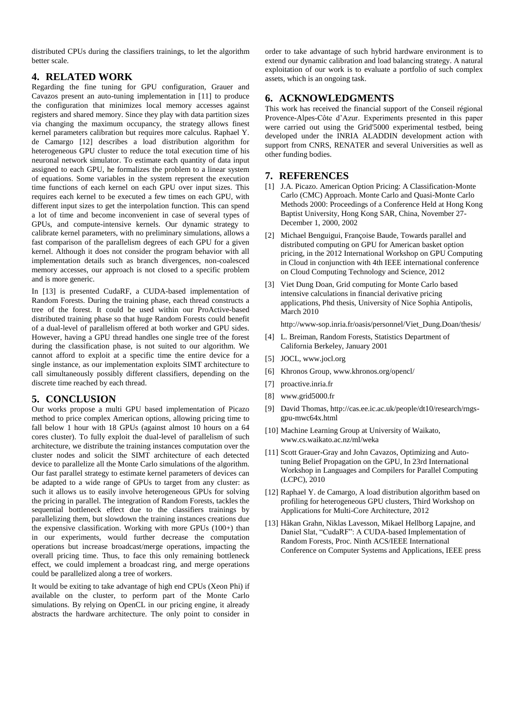distributed CPUs during the classifiers trainings, to let the algorithm better scale.

## 4. RELATED WORK

Regarding the fine tuning for GPU configuration, Grauer and Cavazos present an auto-tuning implementation in [11] to produce the configuration that minimizes local memory accesses against registers and shared memory. Since they play with data partition sizes via changing the maximum occupancy, the strategy allows finest kernel parameters calibration but requires more calculus. Raphael Y. de Camargo [12] describes a load distribution algorithm for heterogeneous GPU cluster to reduce the total execution time of his neuronal network simulator. To estimate each quantity of data input assigned to each GPU, he formalizes the problem to a linear system of equations. Some variables in the system represent the execution time functions of each kernel on each GPU over input sizes. This requires each kernel to be executed a few times on each GPU, with different input sizes to get the interpolation function. This can spend a lot of time and become inconvenient in case of several types of GPUs, and compute-intensive kernels. Our dynamic strategy to calibrate kernel parameters, with no preliminary simulations, allows a fast comparison of the parallelism degrees of each GPU for a given kernel. Although it does not consider the program behavior with all implementation details such as branch divergences, non-coalesced memory accesses, our approach is not closed to a specific problem and is more generic.

In [13] is presented CudaRF, a CUDA-based implementation of Random Forests. During the training phase, each thread constructs a tree of the forest. It could be used within our ProActive-based distributed training phase so that huge Random Forests could benefit of a dual-level of parallelism offered at both worker and GPU sides. However, having a GPU thread handles one single tree of the forest during the classification phase, is not suited to our algorithm. We cannot afford to exploit at a specific time the entire device for a single instance, as our implementation exploits SIMT architecture to call simultaneously possibly different classifiers, depending on the discrete time reached by each thread.

## 5. CONCLUSION

Our works propose a multi GPU based implementation of Picazo method to price complex American options, allowing pricing time to fall below 1 hour with 18 GPUs (against almost 10 hours on a 64 cores cluster). To fully exploit the dual-level of parallelism of such architecture, we distribute the training instances computation over the cluster nodes and solicit the SIMT architecture of each detected device to parallelize all the Monte Carlo simulations of the algorithm. Our fast parallel strategy to estimate kernel parameters of devices can be adapted to a wide range of GPUs to target from any cluster: as such it allows us to easily involve heterogeneous GPUs for solving the pricing in parallel. The integration of Random Forests, tackles the sequential bottleneck effect due to the classifiers trainings by parallelizing them, but slowdown the training instances creations due the expensive classification. Working with more GPUs (100+) than in our experiments, would further decrease the computation operations but increase broadcast/merge operations, impacting the overall pricing time. Thus, to face this only remaining bottleneck effect, we could implement a broadcast ring, and merge operations could be parallelized along a tree of workers.

It would be exiting to take advantage of high end CPUs (Xeon Phi) if available on the cluster, to perform part of the Monte Carlo simulations. By relying on OpenCL in our pricing engine, it already abstracts the hardware architecture. The only point to consider in order to take advantage of such hybrid hardware environment is to extend our dynamic calibration and load balancing strategy. A natural exploitation of our work is to evaluate a portfolio of such complex assets, which is an ongoing task.

## 6. ACKNOWLEDGMENTS

This work has received the financial support of the Conseil régional Provence-Alpes-Côte d'Azur. Experiments presented in this paper were carried out using the Grid'5000 experimental testbed, being developed under the INRIA ALADDIN development action with support from CNRS, RENATER and several Universities as well as other funding bodies.

## 7. REFERENCES

[1] J.A. Picazo. American Option Pricing: A Classification-Monte Carlo (CMC) Approach. Monte Carlo and Quasi-Monte Carlo Methods 2000: Proceedings of a Conference Held at Hong Kong Baptist University, Hong Kong SAR, China, November 27-December 1, 2000, 2002

[2] Michael Benguigui, Françoise Baude, Towards parallel and distributed computing on GPU for American basket option pricing, in the 2012 International Workshop on GPU Computing in Cloud in conjunction with 4th IEEE international conference on Cloud Computing Technology and Science, 2012

[3] Viet Dung Doan, Grid computing for Monte Carlo based intensive calculations in financial derivative pricing applications, Phd thesis, University of Nice Sophia Antipolis, March 2010

http://www-sop.inria.fr/oasis/personnel/Viet_Dung.Doan/thesis/

[4] L. Breiman, Random Forests, Statistics Department of California Berkeley, January 2001

[5] JOCL, www.jocl.org

[6] Khronos Group, www.khronos.org/opencl/

[7] proactive.inria.fr

[8] www.grid5000.fr

[9] David Thomas, http://cas.ee.ic.ac.uk/people/dt10/research/rngs-gpu-mwc64x.html

[10] Machine Learning Group at University of Waikato, www.cs.waikato.ac.nz/ml/weka

[11] Scott Grauer-Gray and John Cavazos, Optimizing and Auto-tuning Belief Propagation on the GPU, In 23rd International Workshop in Languages and Compilers for Parallel Computing (LCPC), 2010

[12] Raphael Y. de Camargo, A load distribution algorithm based on profiling for heterogeneous GPU clusters, Third Workshop on Applications for Multi-Core Architecture, 2012

[13] Håkan Grahn, Niklas Lavesson, Mikael Hellborg Lapajne, and Daniel Slat, "CudaRF": A CUDA-based Implementation of Random Forests, Proc. Ninth ACS/IEEE International Conference on Computer Systems and Applications, IEEE press